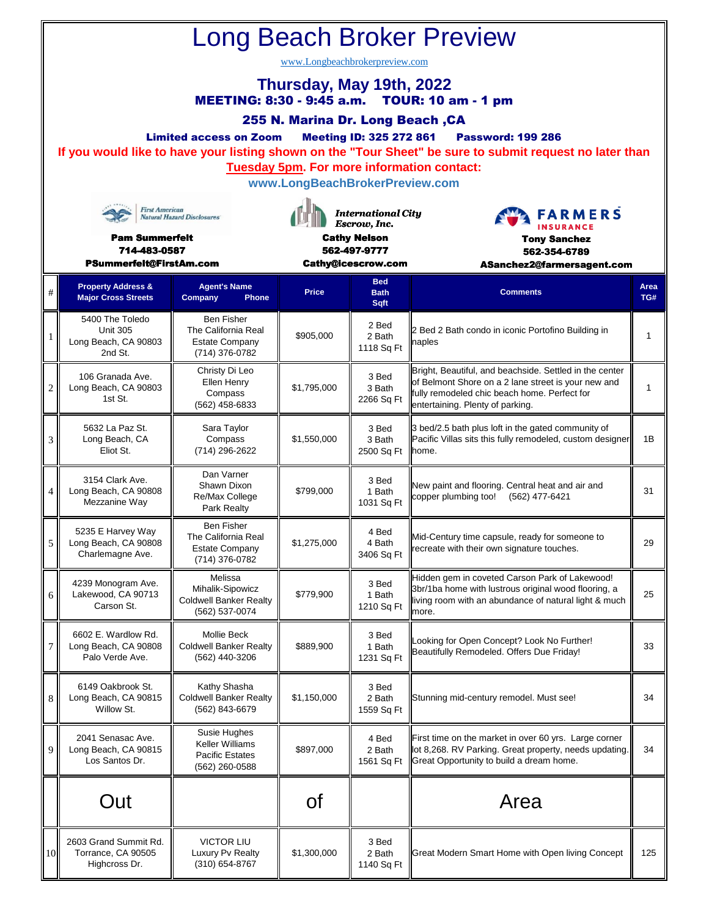# Long Beach Broker Preview

www.Longbeachbrokerpreview.com

## Thursday, May 19th, 2022

**MEETING: 8:30 - 9:45 a.m. TOUR: 10 am - 1 pm**

**255 N. Marina Dr. Long Beach ,CA**

**Limited access on Zoom Meeting ID: 325 272 861 Password: 199 286**

**If you would like to have your listing shown on the "Tour Sheet" be sure to submit request no later than Tuesday 5pm. For more information contact:**

**www.LongBeachBrokerPreview.com**

First American Natural Hazard Disclosures
**Pam Summerfelt**
**714-483-0587**
**PSummerfelt@FirstAm.com**

International City Escrow, Inc.
**Cathy Nelson**
**562-497-9777**
**Cathy@icescrow.com**

FARMERS INSURANCE
**Tony Sanchez**
**562-354-6789**
**ASanchez2@farmersagent.com**

| # | Property Address & Major Cross Streets | Agent's Name Company Phone | Price | Bed Bath Sqft | Comments | Area TG# |
|---|---|---|---|---|---|---|
| 1 | 5400 The Toledo Unit 305 Long Beach, CA 90803 2nd St. | Ben Fisher The California Real Estate Company (714) 376-0782 | $905,000 | 2 Bed 2 Bath 1118 Sq Ft | 2 Bed 2 Bath condo in iconic Portofino Building in naples | 1 |
| 2 | 106 Granada Ave. Long Beach, CA 90803 1st St. | Christy Di Leo Ellen Henry Compass (562) 458-6833 | $1,795,000 | 3 Bed 3 Bath 2266 Sq Ft | Bright, Beautiful, and beachside. Settled in the center of Belmont Shore on a 2 lane street is your new and fully remodeled chic beach home. Perfect for entertaining. Plenty of parking. | 1 |
| 3 | 5632 La Paz St. Long Beach, CA Eliot St. | Sara Taylor Compass (714) 296-2622 | $1,550,000 | 3 Bed 3 Bath 2500 Sq Ft | 3 bed/2.5 bath plus loft in the gated community of Pacific Villas sits this fully remodeled, custom designer home. | 1B |
| 4 | 3154 Clark Ave. Long Beach, CA 90808 Mezzanine Way | Dan Varner Shawn Dixon Re/Max College Park Realty | $799,000 | 3 Bed 1 Bath 1031 Sq Ft | New paint and flooring. Central heat and air and copper plumbing too! (562) 477-6421 | 31 |
| 5 | 5235 E Harvey Way Long Beach, CA 90808 Charlemagne Ave. | Ben Fisher The California Real Estate Company (714) 376-0782 | $1,275,000 | 4 Bed 4 Bath 3406 Sq Ft | Mid-Century time capsule, ready for someone to recreate with their own signature touches. | 29 |
| 6 | 4239 Monogram Ave. Lakewood, CA 90713 Carson St. | Melissa Mihalik-Sipowicz Coldwell Banker Realty (562) 537-0074 | $779,900 | 3 Bed 1 Bath 1210 Sq Ft | Hidden gem in coveted Carson Park of Lakewood! 3br/1ba home with lustrous original wood flooring, a living room with an abundance of natural light & much more. | 25 |
| 7 | 6602 E. Wardlow Rd. Long Beach, CA 90808 Palo Verde Ave. | Mollie Beck Coldwell Banker Realty (562) 440-3206 | $889,900 | 3 Bed 1 Bath 1231 Sq Ft | Looking for Open Concept? Look No Further! Beautifully Remodeled. Offers Due Friday! | 33 |
| 8 | 6149 Oakbrook St. Long Beach, CA 90815 Willow St. | Kathy Shasha Coldwell Banker Realty (562) 843-6679 | $1,150,000 | 3 Bed 2 Bath 1559 Sq Ft | Stunning mid-century remodel. Must see! | 34 |
| 9 | 2041 Senasac Ave. Long Beach, CA 90815 Los Santos Dr. | Susie Hughes Keller Williams Pacific Estates (562) 260-0588 | $897,000 | 4 Bed 2 Bath 1561 Sq Ft | First time on the market in over 60 yrs. Large corner lot 8,268. RV Parking. Great property, needs updating. Great Opportunity to build a dream home. | 34 |
| | Out | | of | | Area | |
| 10 | 2603 Grand Summit Rd. Torrance, CA 90505 Highcross Dr. | VICTOR LIU Luxury Pv Realty (310) 654-8767 | $1,300,000 | 3 Bed 2 Bath 1140 Sq Ft | Great Modern Smart Home with Open living Concept | 125 |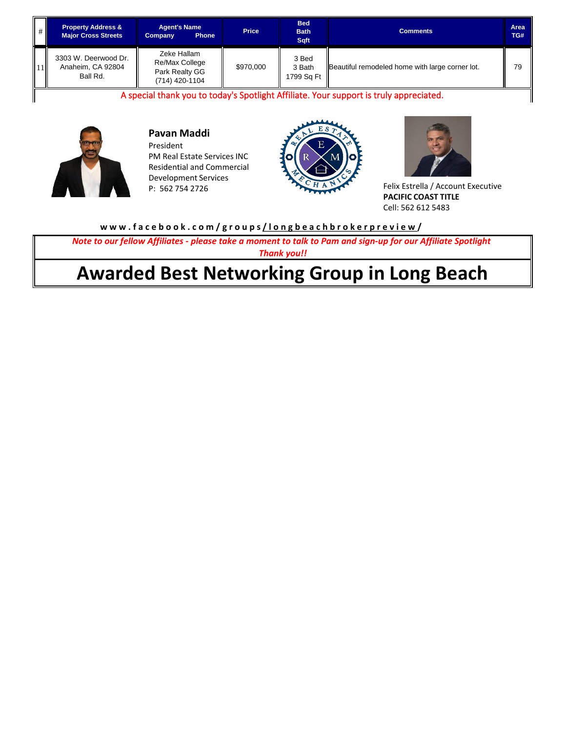| # | Property Address & Major Cross Streets | Agent's Name Company Phone | Price | Bed Bath Sqft | Comments | Area TG# |
|---|---|---|---|---|---|---|
| 11 | 3303 W. Deerwood Dr. Anaheim, CA 92804 Ball Rd. | Zeke Hallam Re/Max College Park Realty GG (714) 420-1104 | $970,000 | 3 Bed 3 Bath 1799 Sq Ft | Beautiful remodeled home with large corner lot. | 79 |

A special thank you to today's Spotlight Affiliate. Your support is truly appreciated.

**Pavan Maddi**
President
PM Real Estate Services INC
Residential and Commercial
Development Services
P: 562 754 2726

Felix Estrella / Account Executive
**PACIFIC COAST TITLE**
Cell: 562 612 5483

**www.facebook.com/groups/longbeachbrokerpreview/**

*Note to our fellow Affiliates - please take a moment to talk to Pam and sign-up for our Affiliate Spotlight Thank you!!*

# Awarded Best Networking Group in Long Beach